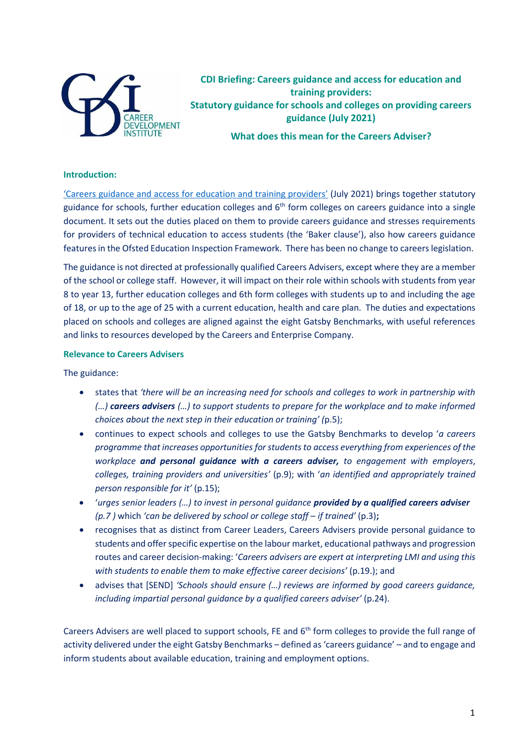# CDI Briefing: Careers guidance and access for education and training providers: Statutory guidance for schools and colleges on providing careers guidance (July 2021)

## What does this mean for the Careers Adviser?

### Introduction:

'Careers guidance and access for education and training providers' (July 2021) brings together statutory guidance for schools, further education colleges and 6th form colleges on careers guidance into a single document. It sets out the duties placed on them to provide careers guidance and stresses requirements for providers of technical education to access students (the 'Baker clause'), also how careers guidance features in the Ofsted Education Inspection Framework. There has been no change to careers legislation.

The guidance is not directed at professionally qualified Careers Advisers, except where they are a member of the school or college staff. However, it will impact on their role within schools with students from year 8 to year 13, further education colleges and 6th form colleges with students up to and including the age of 18, or up to the age of 25 with a current education, health and care plan. The duties and expectations placed on schools and colleges are aligned against the eight Gatsby Benchmarks, with useful references and links to resources developed by the Careers and Enterprise Company.

### Relevance to Careers Advisers

The guidance:

- states that *'there will be an increasing need for schools and colleges to work in partnership with (…) **careers advisers** (…) to support students to prepare for the workplace and to make informed choices about the next step in their education or training' (*p.5);
- continues to expect schools and colleges to use the Gatsby Benchmarks to develop '*a careers programme that increases opportunities for students to access everything from experiences of the workplace **and personal guidance with a careers adviser,** to engagement with employers, colleges, training providers and universities'* (p.9); with '*an identified and appropriately trained person responsible for it'* (p.15);
- '*urges senior leaders (…) to invest in personal guidance **provided by a qualified careers adviser** (p.7 )* which *'can be delivered by school or college staff – if trained'* (p.3)**;**
- recognises that as distinct from Career Leaders, Careers Advisers provide personal guidance to students and offer specific expertise on the labour market, educational pathways and progression routes and career decision-making: '*Careers advisers are expert at interpreting LMI and using this with students to enable them to make effective career decisions'* (p.19.); and
- advises that [SEND] *'Schools should ensure (…) reviews are informed by good careers guidance, including impartial personal guidance by a qualified careers adviser'* (p.24).

Careers Advisers are well placed to support schools, FE and 6th form colleges to provide the full range of activity delivered under the eight Gatsby Benchmarks – defined as 'careers guidance' – and to engage and inform students about available education, training and employment options.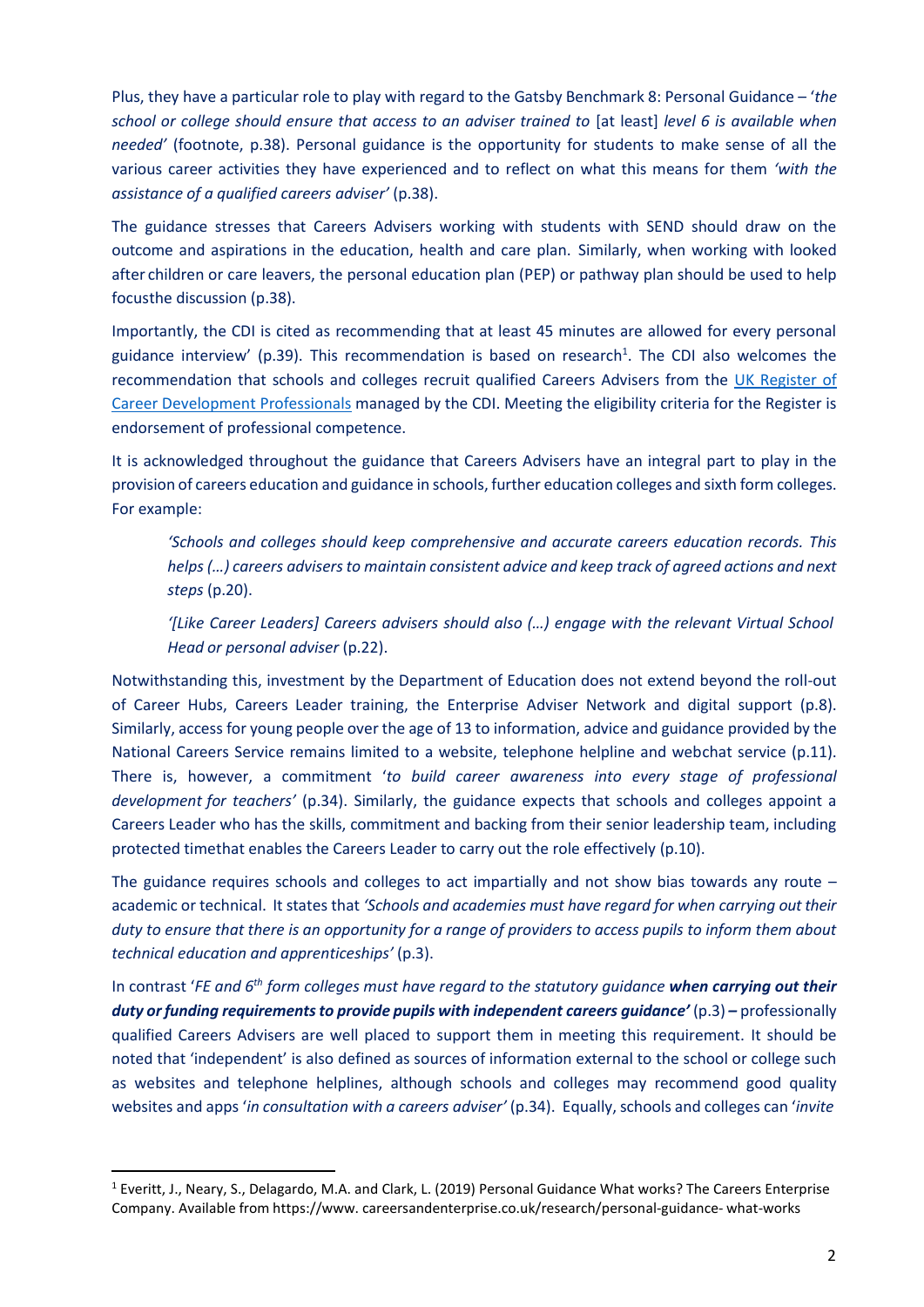Plus, they have a particular role to play with regard to the Gatsby Benchmark 8: Personal Guidance – '*the school or college should ensure that access to an adviser trained to* [at least] *level 6 is available when needed'* (footnote, p.38). Personal guidance is the opportunity for students to make sense of all the various career activities they have experienced and to reflect on what this means for them *'with the assistance of a qualified careers adviser'* (p.38).

The guidance stresses that Careers Advisers working with students with SEND should draw on the outcome and aspirations in the education, health and care plan. Similarly, when working with looked after children or care leavers, the personal education plan (PEP) or pathway plan should be used to help focusthe discussion (p.38).

Importantly, the CDI is cited as recommending that at least 45 minutes are allowed for every personal guidance interview' (p.39). This recommendation is based on research[1]. The CDI also welcomes the recommendation that schools and colleges recruit qualified Careers Advisers from the [UK Register of Career Development Professionals]() managed by the CDI. Meeting the eligibility criteria for the Register is endorsement of professional competence.

It is acknowledged throughout the guidance that Careers Advisers have an integral part to play in the provision of careers education and guidance in schools, further education colleges and sixth form colleges. For example:

> *'Schools and colleges should keep comprehensive and accurate careers education records. This helps (…) careers advisers to maintain consistent advice and keep track of agreed actions and next steps* (p.20).
>
> *'[Like Career Leaders] Careers advisers should also (…) engage with the relevant Virtual School Head or personal adviser* (p.22).

Notwithstanding this, investment by the Department of Education does not extend beyond the roll-out of Career Hubs, Careers Leader training, the Enterprise Adviser Network and digital support (p.8). Similarly, access for young people over the age of 13 to information, advice and guidance provided by the National Careers Service remains limited to a website, telephone helpline and webchat service (p.11). There is, however, a commitment '*to build career awareness into every stage of professional development for teachers'* (p.34). Similarly, the guidance expects that schools and colleges appoint a Careers Leader who has the skills, commitment and backing from their senior leadership team, including protected timethat enables the Careers Leader to carry out the role effectively (p.10).

The guidance requires schools and colleges to act impartially and not show bias towards any route – academic or technical. It states that *'Schools and academies must have regard for when carrying out their duty to ensure that there is an opportunity for a range of providers to access pupils to inform them about technical education and apprenticeships'* (p.3).

In contrast '*FE and 6th form colleges must have regard to the statutory guidance* ***when carrying out their duty or funding requirements to provide pupils with independent careers guidance'*** (p.3) **–** professionally qualified Careers Advisers are well placed to support them in meeting this requirement. It should be noted that 'independent' is also defined as sources of information external to the school or college such as websites and telephone helplines, although schools and colleges may recommend good quality websites and apps '*in consultation with a careers adviser'* (p.34). Equally, schools and colleges can '*invite*

---

[1] Everitt, J., Neary, S., Delagardo, M.A. and Clark, L. (2019) Personal Guidance What works? The Careers Enterprise Company. Available from https://www. careersandenterprise.co.uk/research/personal-guidance- what-works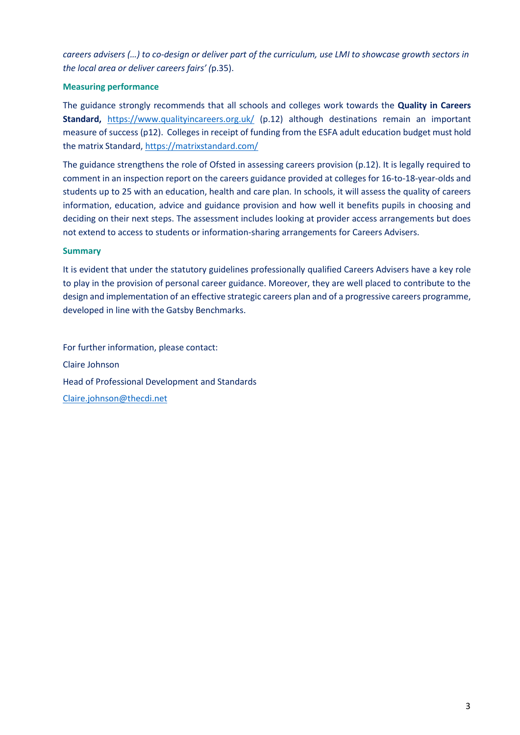*careers advisers (…) to co-design or deliver part of the curriculum, use LMI to showcase growth sectors in the local area or deliver careers fairs' (*p.35).

### Measuring performance

The guidance strongly recommends that all schools and colleges work towards the **Quality in Careers Standard,** https://www.qualityincareers.org.uk/ (p.12) although destinations remain an important measure of success (p12). Colleges in receipt of funding from the ESFA adult education budget must hold the matrix Standard, https://matrixstandard.com/

The guidance strengthens the role of Ofsted in assessing careers provision (p.12). It is legally required to comment in an inspection report on the careers guidance provided at colleges for 16-to-18-year-olds and students up to 25 with an education, health and care plan. In schools, it will assess the quality of careers information, education, advice and guidance provision and how well it benefits pupils in choosing and deciding on their next steps. The assessment includes looking at provider access arrangements but does not extend to access to students or information-sharing arrangements for Careers Advisers.

### Summary

It is evident that under the statutory guidelines professionally qualified Careers Advisers have a key role to play in the provision of personal career guidance. Moreover, they are well placed to contribute to the design and implementation of an effective strategic careers plan and of a progressive careers programme, developed in line with the Gatsby Benchmarks.

For further information, please contact:

Claire Johnson

Head of Professional Development and Standards

Claire.johnson@thecdi.net